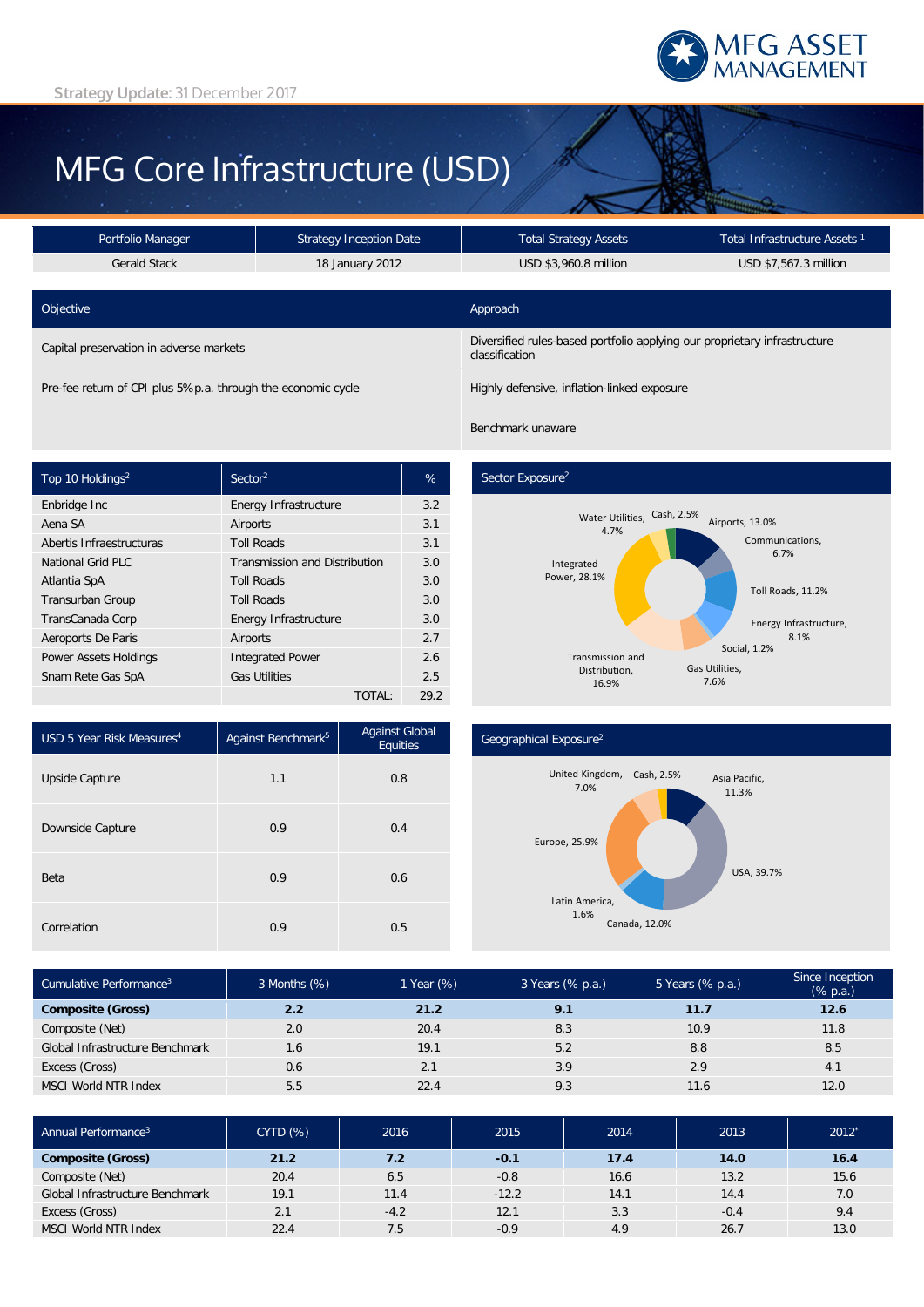Strategy Update: 31 December 2017

MFG ASSET MANAGEMENT

# MFG Core Infrastructure (USD)

| Portfolio Manager | Strategy Inception Date | Total Strategy Assets | Total Infrastructure Assets [1] |
|---|---|---|---|
| Gerald Stack | 18 January 2012 | USD $3,960.8 million | USD $7,567.3 million |

| Objective | Approach |
|---|---|
| Capital preservation in adverse markets | Diversified rules-based portfolio applying our proprietary infrastructure classification |
| Pre-fee return of CPI plus 5% p.a. through the economic cycle | Highly defensive, inflation-linked exposure |
| | Benchmark unaware |

| Top 10 Holdings[2] | Sector[2] | % |
|---|---|---|
| Enbridge Inc | Energy Infrastructure | 3.2 |
| Aena SA | Airports | 3.1 |
| Abertis Infraestructuras | Toll Roads | 3.1 |
| National Grid PLC | Transmission and Distribution | 3.0 |
| Atlantia SpA | Toll Roads | 3.0 |
| Transurban Group | Toll Roads | 3.0 |
| TransCanada Corp | Energy Infrastructure | 3.0 |
| Aeroports De Paris | Airports | 2.7 |
| Power Assets Holdings | Integrated Power | 2.6 |
| Snam Rete Gas SpA | Gas Utilities | 2.5 |
| | TOTAL: | 29.2 |

## Sector Exposure[2]

- Airports, 13.0%
- Communications, 6.7%
- Toll Roads, 11.2%
- Energy Infrastructure, 8.1%
- Social, 1.2%
- Gas Utilities, 7.6%
- Transmission and Distribution, 16.9%
- Integrated Power, 28.1%
- Water Utilities, 4.7%
- Cash, 2.5%

| USD 5 Year Risk Measures[4] | Against Benchmark[5] | Against Global Equities |
|---|---|---|
| Upside Capture | 1.1 | 0.8 |
| Downside Capture | 0.9 | 0.4 |
| Beta | 0.9 | 0.6 |
| Correlation | 0.9 | 0.5 |

## Geographical Exposure[2]

- Asia Pacific, 11.3%
- USA, 39.7%
- Canada, 12.0%
- Latin America, 1.6%
- Europe, 25.9%
- United Kingdom, 7.0%
- Cash, 2.5%

| Cumulative Performance[3] | 3 Months (%) | 1 Year (%) | 3 Years (% p.a.) | 5 Years (% p.a.) | Since Inception (% p.a.) |
|---|---|---|---|---|---|
| **Composite (Gross)** | **2.2** | **21.2** | **9.1** | **11.7** | **12.6** |
| Composite (Net) | 2.0 | 20.4 | 8.3 | 10.9 | 11.8 |
| Global Infrastructure Benchmark | 1.6 | 19.1 | 5.2 | 8.8 | 8.5 |
| Excess (Gross) | 0.6 | 2.1 | 3.9 | 2.9 | 4.1 |
| MSCI World NTR Index | 5.5 | 22.4 | 9.3 | 11.6 | 12.0 |

| Annual Performance[3] | CYTD (%) | 2016 | 2015 | 2014 | 2013 | 2012* |
|---|---|---|---|---|---|---|
| **Composite (Gross)** | **21.2** | **7.2** | **-0.1** | **17.4** | **14.0** | **16.4** |
| Composite (Net) | 20.4 | 6.5 | -0.8 | 16.6 | 13.2 | 15.6 |
| Global Infrastructure Benchmark | 19.1 | 11.4 | -12.2 | 14.1 | 14.4 | 7.0 |
| Excess (Gross) | 2.1 | -4.2 | 12.1 | 3.3 | -0.4 | 9.4 |
| MSCI World NTR Index | 22.4 | 7.5 | -0.9 | 4.9 | 26.7 | 13.0 |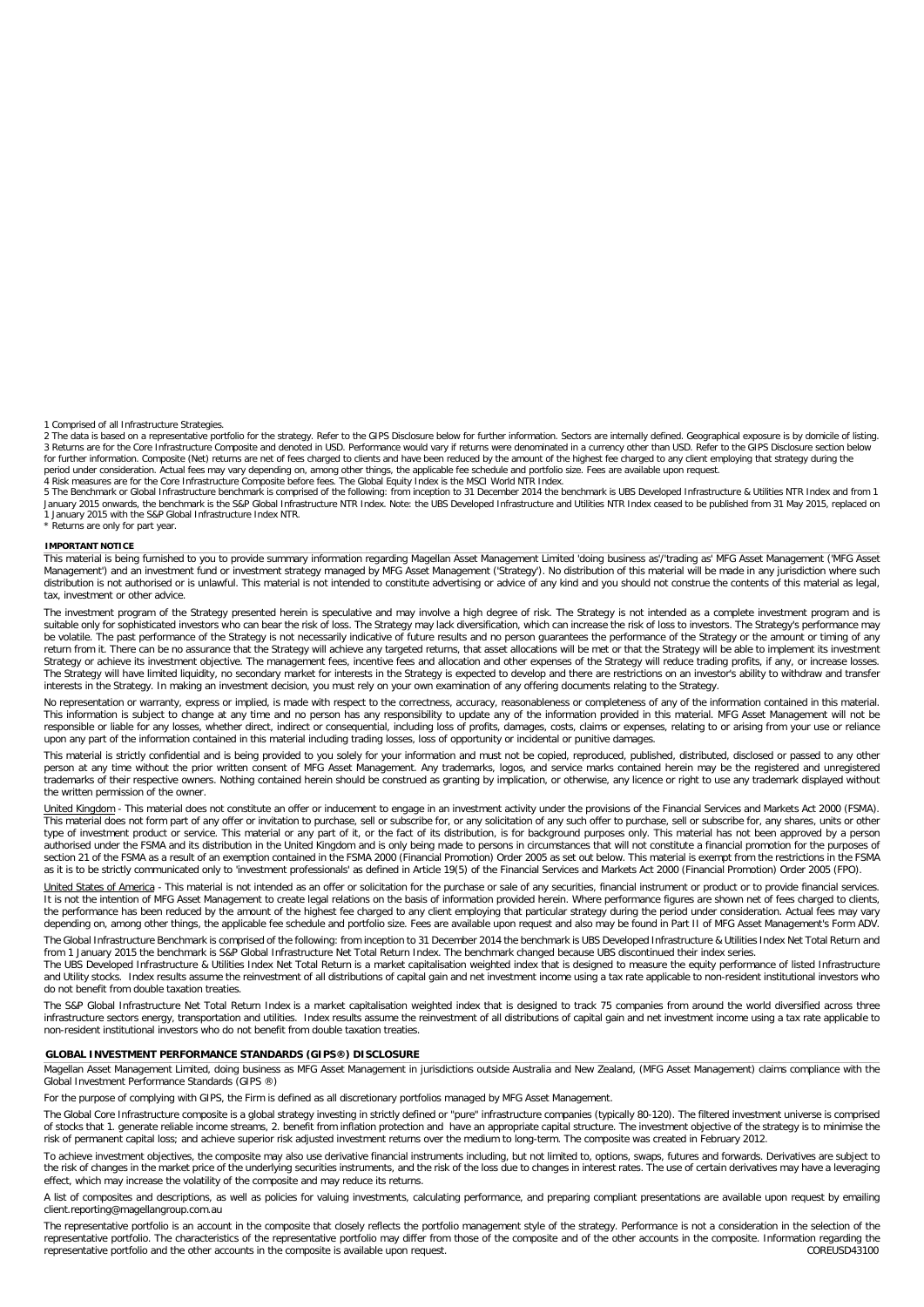1 Comprised of all Infrastructure Strategies.
2 The data is based on a representative portfolio for the strategy. Refer to the GIPS Disclosure below for further information. Sectors are internally defined. Geographical exposure is by domicile of listing.
3 Returns are for the Core Infrastructure Composite and denoted in USD. Performance would vary if returns were denominated in a currency other than USD. Refer to the GIPS Disclosure section below for further information. Composite (Net) returns are net of fees charged to clients and have been reduced by the amount of the highest fee charged to any client employing that strategy during the period under consideration. Actual fees may vary depending on, among other things, the applicable fee schedule and portfolio size. Fees are available upon request.
4 Risk measures are for the Core Infrastructure Composite before fees. The Global Equity Index is the MSCI World NTR Index.
5 The Benchmark or Global Infrastructure benchmark is comprised of the following: from inception to 31 December 2014 the benchmark is UBS Developed Infrastructure & Utilities NTR Index and from 1 January 2015 onwards, the benchmark is the S&P Global Infrastructure NTR Index. Note: the UBS Developed Infrastructure and Utilities NTR Index ceased to be published from 31 May 2015, replaced on 1 January 2015 with the S&P Global Infrastructure Index NTR.
* Returns are only for part year.

**IMPORTANT NOTICE**

This material is being furnished to you to provide summary information regarding Magellan Asset Management Limited 'doing business as'/'trading as' MFG Asset Management ('MFG Asset Management') and an investment fund or investment strategy managed by MFG Asset Management ('Strategy'). No distribution of this material will be made in any jurisdiction where such distribution is not authorised or is unlawful. This material is not intended to constitute advertising or advice of any kind and you should not construe the contents of this material as legal, tax, investment or other advice.

The investment program of the Strategy presented herein is speculative and may involve a high degree of risk. The Strategy is not intended as a complete investment program and is suitable only for sophisticated investors who can bear the risk of loss. The Strategy may lack diversification, which can increase the risk of loss to investors. The Strategy's performance may be volatile. The past performance of the Strategy is not necessarily indicative of future results and no person guarantees the performance of the Strategy or the amount or timing of any return from it. There can be no assurance that the Strategy will achieve any targeted returns, that asset allocations will be met or that the Strategy will be able to implement its investment Strategy or achieve its investment objective. The management fees, incentive fees and allocation and other expenses of the Strategy will reduce trading profits, if any, or increase losses. The Strategy will have limited liquidity, no secondary market for interests in the Strategy is expected to develop and there are restrictions on an investor's ability to withdraw and transfer interests in the Strategy. In making an investment decision, you must rely on your own examination of any offering documents relating to the Strategy.

No representation or warranty, express or implied, is made with respect to the correctness, accuracy, reasonableness or completeness of any of the information contained in this material. This information is subject to change at any time and no person has any responsibility to update any of the information provided in this material. MFG Asset Management will not be responsible or liable for any losses, whether direct, indirect or consequential, including loss of profits, damages, costs, claims or expenses, relating to or arising from your use or reliance upon any part of the information contained in this material including trading losses, loss of opportunity or incidental or punitive damages.

This material is strictly confidential and is being provided to you solely for your information and must not be copied, reproduced, published, distributed, disclosed or passed to any other person at any time without the prior written consent of MFG Asset Management. Any trademarks, logos, and service marks contained herein may be the registered and unregistered trademarks of their respective owners. Nothing contained herein should be construed as granting by implication, or otherwise, any licence or right to use any trademark displayed without the written permission of the owner.

United Kingdom - This material does not constitute an offer or inducement to engage in an investment activity under the provisions of the Financial Services and Markets Act 2000 (FSMA). This material does not form part of any offer or invitation to purchase, sell or subscribe for, or any solicitation of any such offer to purchase, sell or subscribe for, any shares, units or other type of investment product or service. This material or any part of it, or the fact of its distribution, is for background purposes only. This material has not been approved by a person authorised under the FSMA and its distribution in the United Kingdom and is only being made to persons in circumstances that will not constitute a financial promotion for the purposes of section 21 of the FSMA as a result of an exemption contained in the FSMA 2000 (Financial Promotion) Order 2005 as set out below. This material is exempt from the restrictions in the FSMA as it is to be strictly communicated only to 'investment professionals' as defined in Article 19(5) of the Financial Services and Markets Act 2000 (Financial Promotion) Order 2005 (FPO).

United States of America - This material is not intended as an offer or solicitation for the purchase or sale of any securities, financial instrument or product or to provide financial services. It is not the intention of MFG Asset Management to create legal relations on the basis of information provided herein. Where performance figures are shown net of fees charged to clients, the performance has been reduced by the amount of the highest fee charged to any client employing that particular strategy during the period under consideration. Actual fees may vary depending on, among other things, the applicable fee schedule and portfolio size. Fees are available upon request and also may be found in Part II of MFG Asset Management's Form ADV.

The Global Infrastructure Benchmark is comprised of the following: from inception to 31 December 2014 the benchmark is UBS Developed Infrastructure & Utilities Index Net Total Return and from 1 January 2015 the benchmark is S&P Global Infrastructure Net Total Return Index. The benchmark changed because UBS discontinued their index series.
The UBS Developed Infrastructure & Utilities Index Net Total Return is a market capitalisation weighted index that is designed to measure the equity performance of listed Infrastructure and Utility stocks. Index results assume the reinvestment of all distributions of capital gain and net investment income using a tax rate applicable to non-resident institutional investors who do not benefit from double taxation treaties.

The S&P Global Infrastructure Net Total Return Index is a market capitalisation weighted index that is designed to track 75 companies from around the world diversified across three infrastructure sectors energy, transportation and utilities. Index results assume the reinvestment of all distributions of capital gain and net investment income using a tax rate applicable to non-resident institutional investors who do not benefit from double taxation treaties.

**GLOBAL INVESTMENT PERFORMANCE STANDARDS (GIPS®) DISCLOSURE**

Magellan Asset Management Limited, doing business as MFG Asset Management in jurisdictions outside Australia and New Zealand, (MFG Asset Management) claims compliance with the Global Investment Performance Standards (GIPS ®)

For the purpose of complying with GIPS, the Firm is defined as all discretionary portfolios managed by MFG Asset Management.

The Global Core Infrastructure composite is a global strategy investing in strictly defined or "pure" infrastructure companies (typically 80-120). The filtered investment universe is comprised of stocks that 1. generate reliable income streams, 2. benefit from inflation protection and have an appropriate capital structure. The investment objective of the strategy is to minimise the risk of permanent capital loss; and achieve superior risk adjusted investment returns over the medium to long-term. The composite was created in February 2012.

To achieve investment objectives, the composite may also use derivative financial instruments including, but not limited to, options, swaps, futures and forwards. Derivatives are subject to the risk of changes in the market price of the underlying securities instruments, and the risk of the loss due to changes in interest rates. The use of certain derivatives may have a leveraging effect, which may increase the volatility of the composite and may reduce its returns.

A list of composites and descriptions, as well as policies for valuing investments, calculating performance, and preparing compliant presentations are available upon request by emailing client.reporting@magellangroup.com.au

The representative portfolio is an account in the composite that closely reflects the portfolio management style of the strategy. Performance is not a consideration in the selection of the representative portfolio. The characteristics of the representative portfolio may differ from those of the composite and of the other accounts in the composite. Information regarding the representative portfolio and the other accounts in the composite is available upon request.

COREUSD43100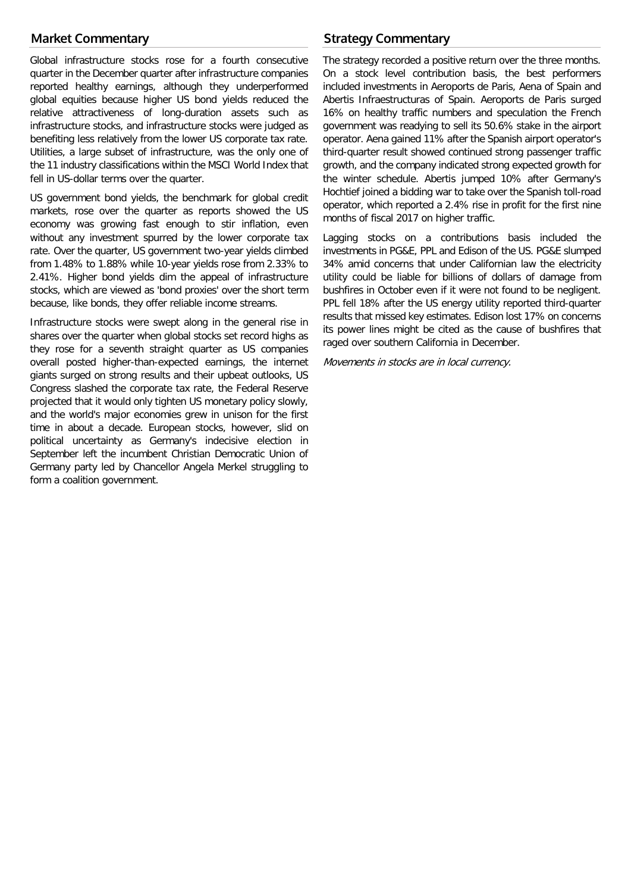## Market Commentary

Global infrastructure stocks rose for a fourth consecutive quarter in the December quarter after infrastructure companies reported healthy earnings, although they underperformed global equities because higher US bond yields reduced the relative attractiveness of long-duration assets such as infrastructure stocks, and infrastructure stocks were judged as benefiting less relatively from the lower US corporate tax rate. Utilities, a large subset of infrastructure, was the only one of the 11 industry classifications within the MSCI World Index that fell in US-dollar terms over the quarter.

US government bond yields, the benchmark for global credit markets, rose over the quarter as reports showed the US economy was growing fast enough to stir inflation, even without any investment spurred by the lower corporate tax rate. Over the quarter, US government two-year yields climbed from 1.48% to 1.88% while 10-year yields rose from 2.33% to 2.41%. Higher bond yields dim the appeal of infrastructure stocks, which are viewed as 'bond proxies' over the short term because, like bonds, they offer reliable income streams.

Infrastructure stocks were swept along in the general rise in shares over the quarter when global stocks set record highs as they rose for a seventh straight quarter as US companies overall posted higher-than-expected earnings, the internet giants surged on strong results and their upbeat outlooks, US Congress slashed the corporate tax rate, the Federal Reserve projected that it would only tighten US monetary policy slowly, and the world's major economies grew in unison for the first time in about a decade. European stocks, however, slid on political uncertainty as Germany's indecisive election in September left the incumbent Christian Democratic Union of Germany party led by Chancellor Angela Merkel struggling to form a coalition government.

## Strategy Commentary

The strategy recorded a positive return over the three months. On a stock level contribution basis, the best performers included investments in Aeroports de Paris, Aena of Spain and Abertis Infraestructuras of Spain. Aeroports de Paris surged 16% on healthy traffic numbers and speculation the French government was readying to sell its 50.6% stake in the airport operator. Aena gained 11% after the Spanish airport operator's third-quarter result showed continued strong passenger traffic growth, and the company indicated strong expected growth for the winter schedule. Abertis jumped 10% after Germany's Hochtief joined a bidding war to take over the Spanish toll-road operator, which reported a 2.4% rise in profit for the first nine months of fiscal 2017 on higher traffic.

Lagging stocks on a contributions basis included the investments in PG&E, PPL and Edison of the US. PG&E slumped 34% amid concerns that under Californian law the electricity utility could be liable for billions of dollars of damage from bushfires in October even if it were not found to be negligent. PPL fell 18% after the US energy utility reported third-quarter results that missed key estimates. Edison lost 17% on concerns its power lines might be cited as the cause of bushfires that raged over southern California in December.

*Movements in stocks are in local currency.*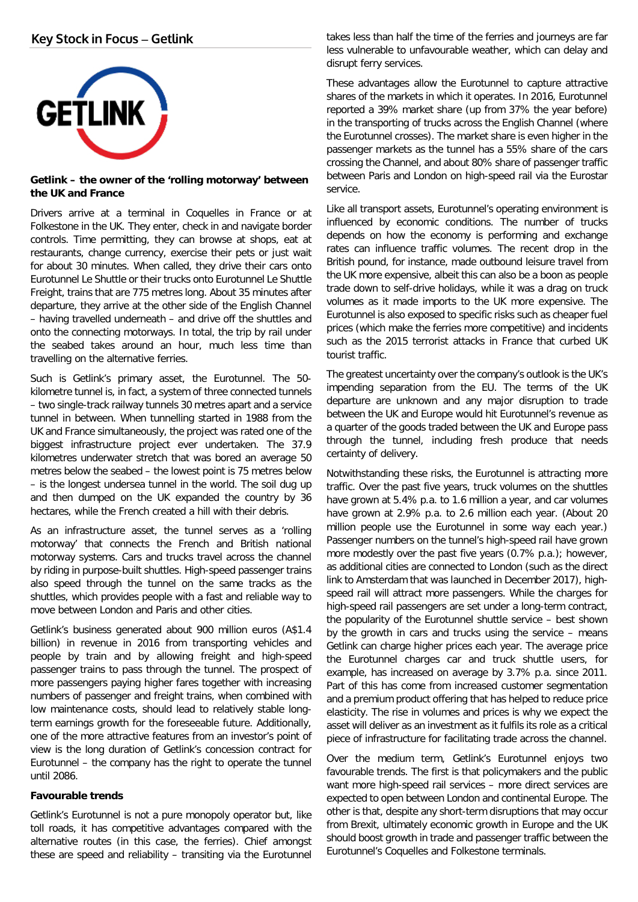## Key Stock in Focus – Getlink

**Getlink – the owner of the 'rolling motorway' between the UK and France**

Drivers arrive at a terminal in Coquelles in France or at Folkestone in the UK. They enter, check in and navigate border controls. Time permitting, they can browse at shops, eat at restaurants, change currency, exercise their pets or just wait for about 30 minutes. When called, they drive their cars onto Eurotunnel Le Shuttle or their trucks onto Eurotunnel Le Shuttle Freight, trains that are 775 metres long. About 35 minutes after departure, they arrive at the other side of the English Channel – having travelled underneath – and drive off the shuttles and onto the connecting motorways. In total, the trip by rail under the seabed takes around an hour, much less time than travelling on the alternative ferries.

Such is Getlink's primary asset, the Eurotunnel. The 50-kilometre tunnel is, in fact, a system of three connected tunnels – two single-track railway tunnels 30 metres apart and a service tunnel in between. When tunnelling started in 1988 from the UK and France simultaneously, the project was rated one of the biggest infrastructure project ever undertaken. The 37.9 kilometres underwater stretch that was bored an average 50 metres below the seabed – the lowest point is 75 metres below – is the longest undersea tunnel in the world. The soil dug up and then dumped on the UK expanded the country by 36 hectares, while the French created a hill with their debris.

As an infrastructure asset, the tunnel serves as a 'rolling motorway' that connects the French and British national motorway systems. Cars and trucks travel across the channel by riding in purpose-built shuttles. High-speed passenger trains also speed through the tunnel on the same tracks as the shuttles, which provides people with a fast and reliable way to move between London and Paris and other cities.

Getlink's business generated about 900 million euros (A$1.4 billion) in revenue in 2016 from transporting vehicles and people by train and by allowing freight and high-speed passenger trains to pass through the tunnel. The prospect of more passengers paying higher fares together with increasing numbers of passenger and freight trains, when combined with low maintenance costs, should lead to relatively stable long-term earnings growth for the foreseeable future. Additionally, one of the more attractive features from an investor's point of view is the long duration of Getlink's concession contract for Eurotunnel – the company has the right to operate the tunnel until 2086.

**Favourable trends**

Getlink's Eurotunnel is not a pure monopoly operator but, like toll roads, it has competitive advantages compared with the alternative routes (in this case, the ferries). Chief amongst these are speed and reliability – transiting via the Eurotunnel takes less than half the time of the ferries and journeys are far less vulnerable to unfavourable weather, which can delay and disrupt ferry services.

These advantages allow the Eurotunnel to capture attractive shares of the markets in which it operates. In 2016, Eurotunnel reported a 39% market share (up from 37% the year before) in the transporting of trucks across the English Channel (where the Eurotunnel crosses). The market share is even higher in the passenger markets as the tunnel has a 55% share of the cars crossing the Channel, and about 80% share of passenger traffic between Paris and London on high-speed rail via the Eurostar service.

Like all transport assets, Eurotunnel's operating environment is influenced by economic conditions. The number of trucks depends on how the economy is performing and exchange rates can influence traffic volumes. The recent drop in the British pound, for instance, made outbound leisure travel from the UK more expensive, albeit this can also be a boon as people trade down to self-drive holidays, while it was a drag on truck volumes as it made imports to the UK more expensive. The Eurotunnel is also exposed to specific risks such as cheaper fuel prices (which make the ferries more competitive) and incidents such as the 2015 terrorist attacks in France that curbed UK tourist traffic.

The greatest uncertainty over the company's outlook is the UK's impending separation from the EU. The terms of the UK departure are unknown and any major disruption to trade between the UK and Europe would hit Eurotunnel's revenue as a quarter of the goods traded between the UK and Europe pass through the tunnel, including fresh produce that needs certainty of delivery.

Notwithstanding these risks, the Eurotunnel is attracting more traffic. Over the past five years, truck volumes on the shuttles have grown at 5.4% p.a. to 1.6 million a year, and car volumes have grown at 2.9% p.a. to 2.6 million each year. (About 20 million people use the Eurotunnel in some way each year.) Passenger numbers on the tunnel's high-speed rail have grown more modestly over the past five years (0.7% p.a.); however, as additional cities are connected to London (such as the direct link to Amsterdam that was launched in December 2017), high-speed rail will attract more passengers. While the charges for high-speed rail passengers are set under a long-term contract, the popularity of the Eurotunnel shuttle service – best shown by the growth in cars and trucks using the service – means Getlink can charge higher prices each year. The average price the Eurotunnel charges car and truck shuttle users, for example, has increased on average by 3.7% p.a. since 2011. Part of this has come from increased customer segmentation and a premium product offering that has helped to reduce price elasticity. The rise in volumes and prices is why we expect the asset will deliver as an investment as it fulfils its role as a critical piece of infrastructure for facilitating trade across the channel.

Over the medium term, Getlink's Eurotunnel enjoys two favourable trends. The first is that policymakers and the public want more high-speed rail services – more direct services are expected to open between London and continental Europe. The other is that, despite any short-term disruptions that may occur from Brexit, ultimately economic growth in Europe and the UK should boost growth in trade and passenger traffic between the Eurotunnel's Coquelles and Folkestone terminals.